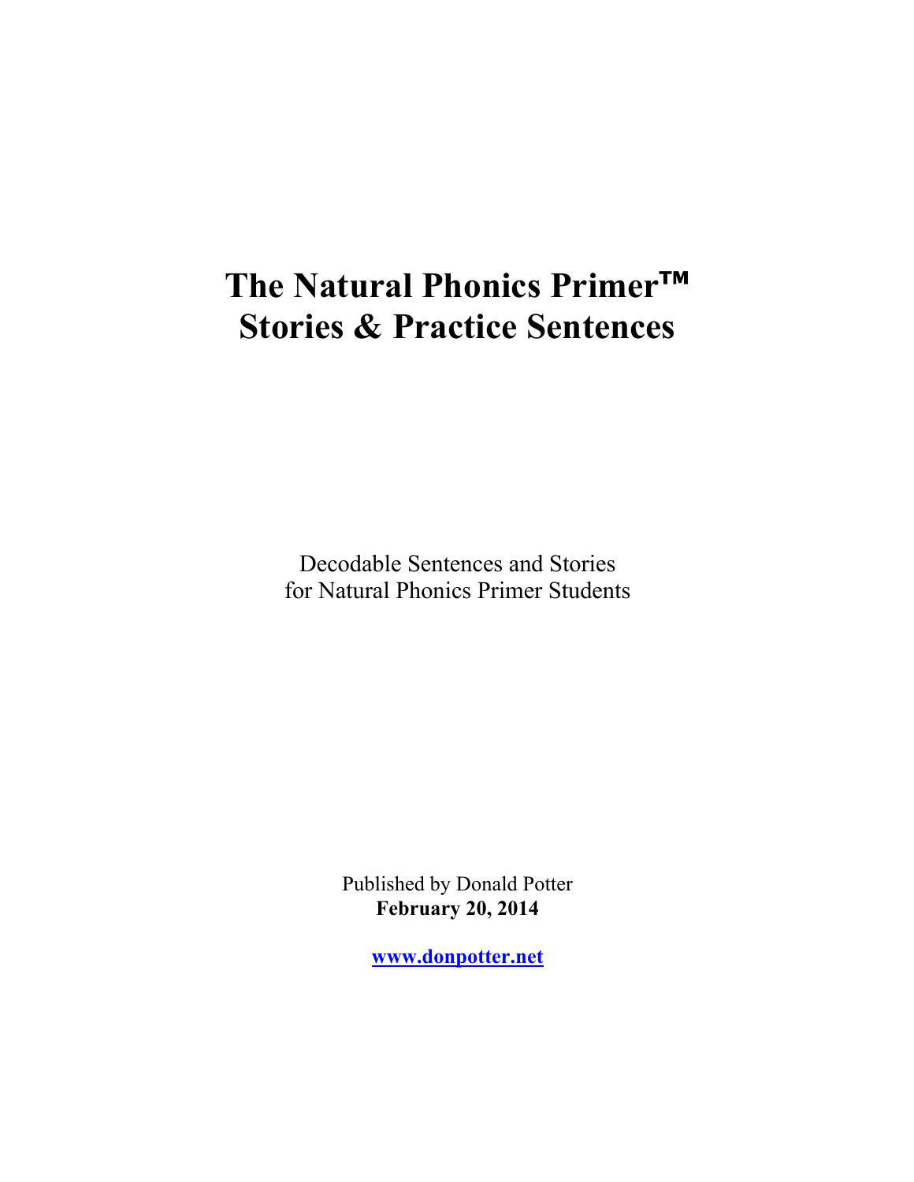# The Natural Phonics Primer™
# Stories & Practice Sentences

Decodable Sentences and Stories
for Natural Phonics Primer Students

Published by Donald Potter
**February 20, 2014**

**www.donpotter.net**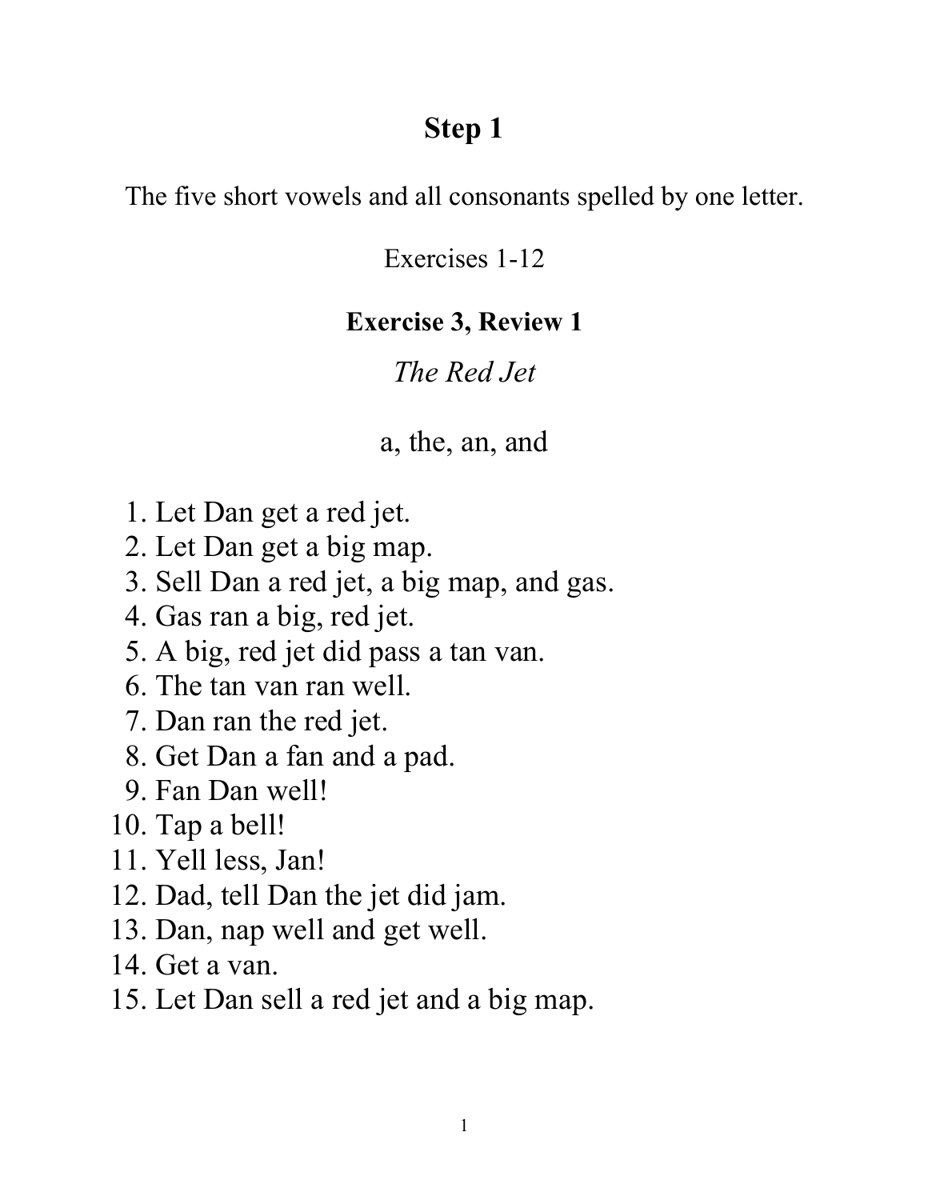# Step 1

The five short vowels and all consonants spelled by one letter.

Exercises 1-12

## Exercise 3, Review 1

*The Red Jet*

a, the, an, and

1. Let Dan get a red jet.
2. Let Dan get a big map.
3. Sell Dan a red jet, a big map, and gas.
4. Gas ran a big, red jet.
5. A big, red jet did pass a tan van.
6. The tan van ran well.
7. Dan ran the red jet.
8. Get Dan a fan and a pad.
9. Fan Dan well!
10. Tap a bell!
11. Yell less, Jan!
12. Dad, tell Dan the jet did jam.
13. Dan, nap well and get well.
14. Get a van.
15. Let Dan sell a red jet and a big map.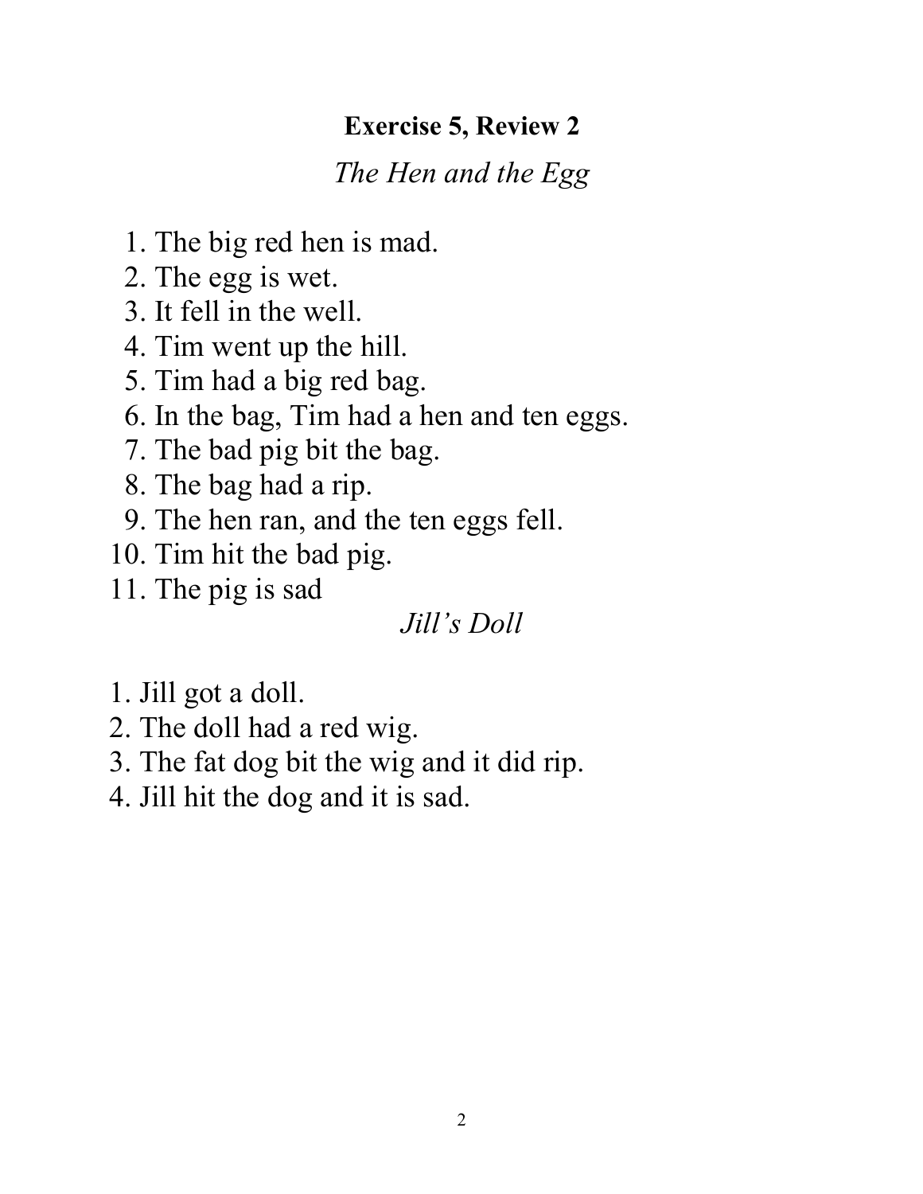## Exercise 5, Review 2

### *The Hen and the Egg*

1. The big red hen is mad.
2. The egg is wet.
3. It fell in the well.
4. Tim went up the hill.
5. Tim had a big red bag.
6. In the bag, Tim had a hen and ten eggs.
7. The bad pig bit the bag.
8. The bag had a rip.
9. The hen ran, and the ten eggs fell.
10. Tim hit the bad pig.
11. The pig is sad

### *Jill's Doll*

1. Jill got a doll.
2. The doll had a red wig.
3. The fat dog bit the wig and it did rip.
4. Jill hit the dog and it is sad.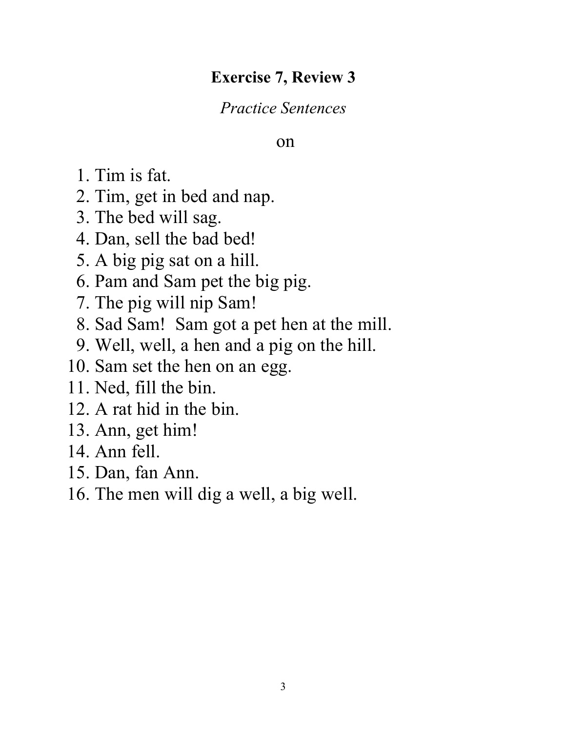## Exercise 7, Review 3

*Practice Sentences*

on

1. Tim is fat.
2. Tim, get in bed and nap.
3. The bed will sag.
4. Dan, sell the bad bed!
5. A big pig sat on a hill.
6. Pam and Sam pet the big pig.
7. The pig will nip Sam!
8. Sad Sam!  Sam got a pet hen at the mill.
9. Well, well, a hen and a pig on the hill.
10. Sam set the hen on an egg.
11. Ned, fill the bin.
12. A rat hid in the bin.
13. Ann, get him!
14. Ann fell.
15. Dan, fan Ann.
16. The men will dig a well, a big well.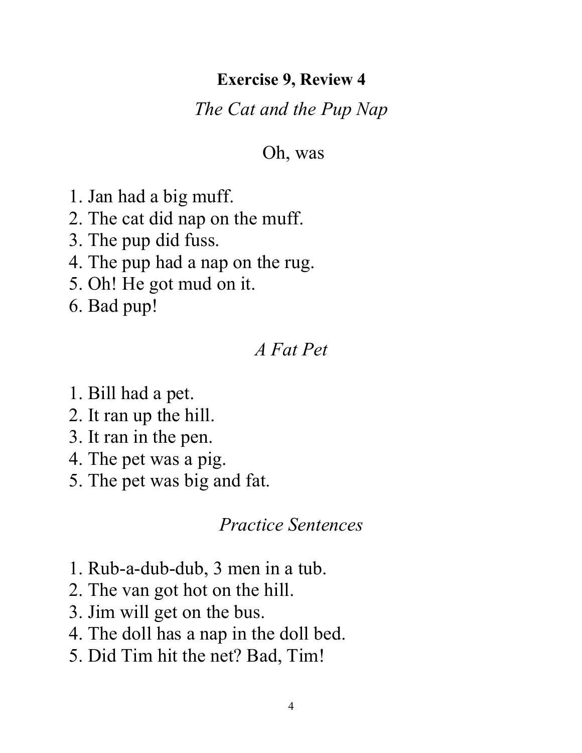## Exercise 9, Review 4

### *The Cat and the Pup Nap*

Oh, was

1. Jan had a big muff.
2. The cat did nap on the muff.
3. The pup did fuss.
4. The pup had a nap on the rug.
5. Oh! He got mud on it.
6. Bad pup!

### *A Fat Pet*

1. Bill had a pet.
2. It ran up the hill.
3. It ran in the pen.
4. The pet was a pig.
5. The pet was big and fat.

### *Practice Sentences*

1. Rub-a-dub-dub, 3 men in a tub.
2. The van got hot on the hill.
3. Jim will get on the bus.
4. The doll has a nap in the doll bed.
5. Did Tim hit the net? Bad, Tim!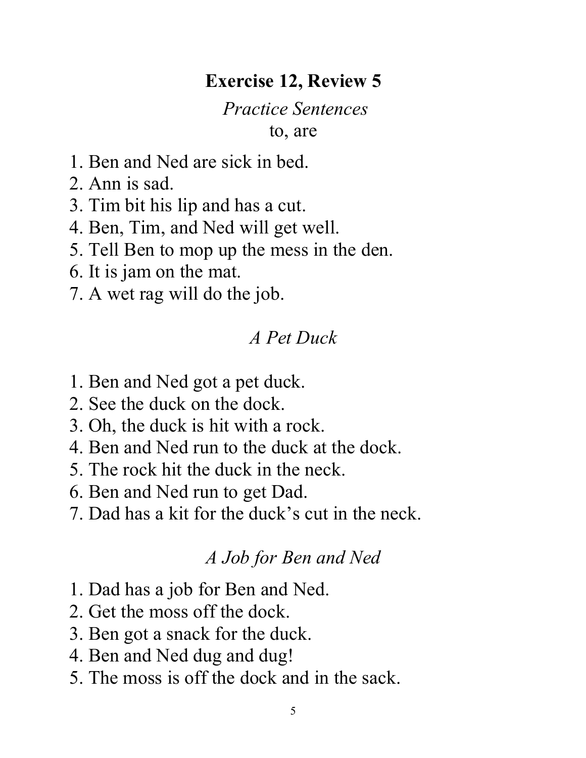# Exercise 12, Review 5

*Practice Sentences*

to, are

1. Ben and Ned are sick in bed.
2. Ann is sad.
3. Tim bit his lip and has a cut.
4. Ben, Tim, and Ned will get well.
5. Tell Ben to mop up the mess in the den.
6. It is jam on the mat.
7. A wet rag will do the job.

## *A Pet Duck*

1. Ben and Ned got a pet duck.
2. See the duck on the dock.
3. Oh, the duck is hit with a rock.
4. Ben and Ned run to the duck at the dock.
5. The rock hit the duck in the neck.
6. Ben and Ned run to get Dad.
7. Dad has a kit for the duck's cut in the neck.

## *A Job for Ben and Ned*

1. Dad has a job for Ben and Ned.
2. Get the moss off the dock.
3. Ben got a snack for the duck.
4. Ben and Ned dug and dug!
5. The moss is off the dock and in the sack.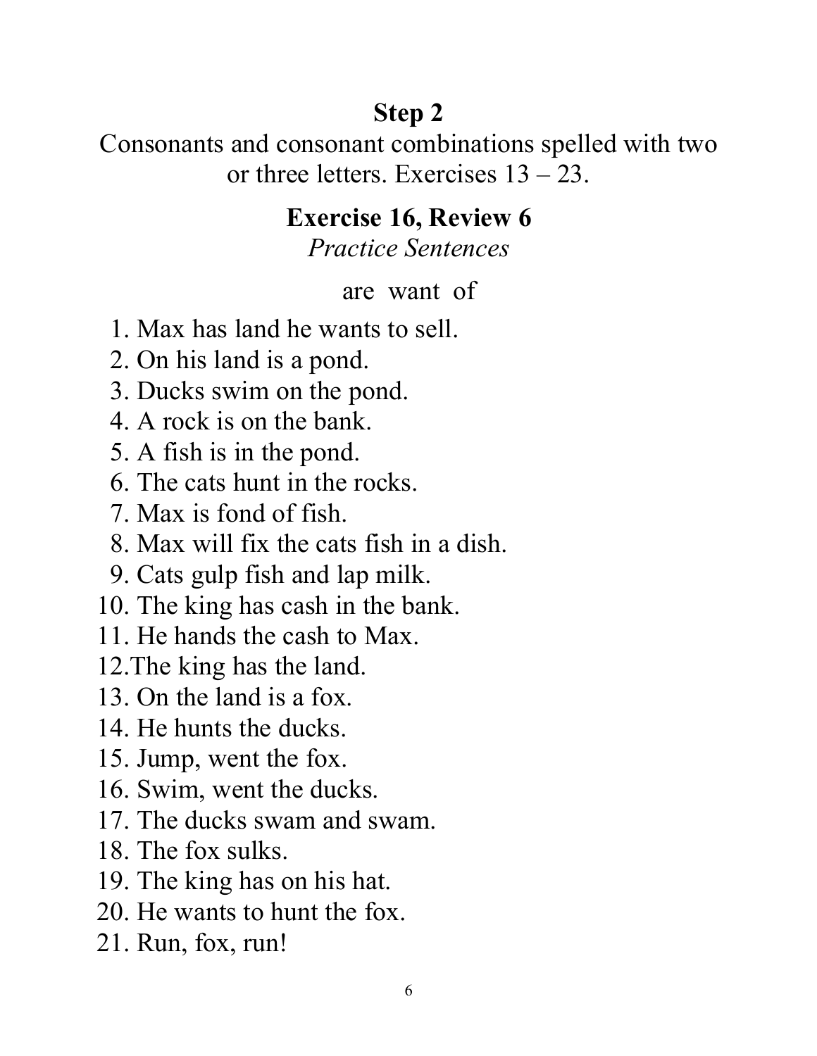# Step 2

Consonants and consonant combinations spelled with two or three letters. Exercises 13 – 23.

## Exercise 16, Review 6

*Practice Sentences*

are want of

1. Max has land he wants to sell.
2. On his land is a pond.
3. Ducks swim on the pond.
4. A rock is on the bank.
5. A fish is in the pond.
6. The cats hunt in the rocks.
7. Max is fond of fish.
8. Max will fix the cats fish in a dish.
9. Cats gulp fish and lap milk.
10. The king has cash in the bank.
11. He hands the cash to Max.
12. The king has the land.
13. On the land is a fox.
14. He hunts the ducks.
15. Jump, went the fox.
16. Swim, went the ducks.
17. The ducks swam and swam.
18. The fox sulks.
19. The king has on his hat.
20. He wants to hunt the fox.
21. Run, fox, run!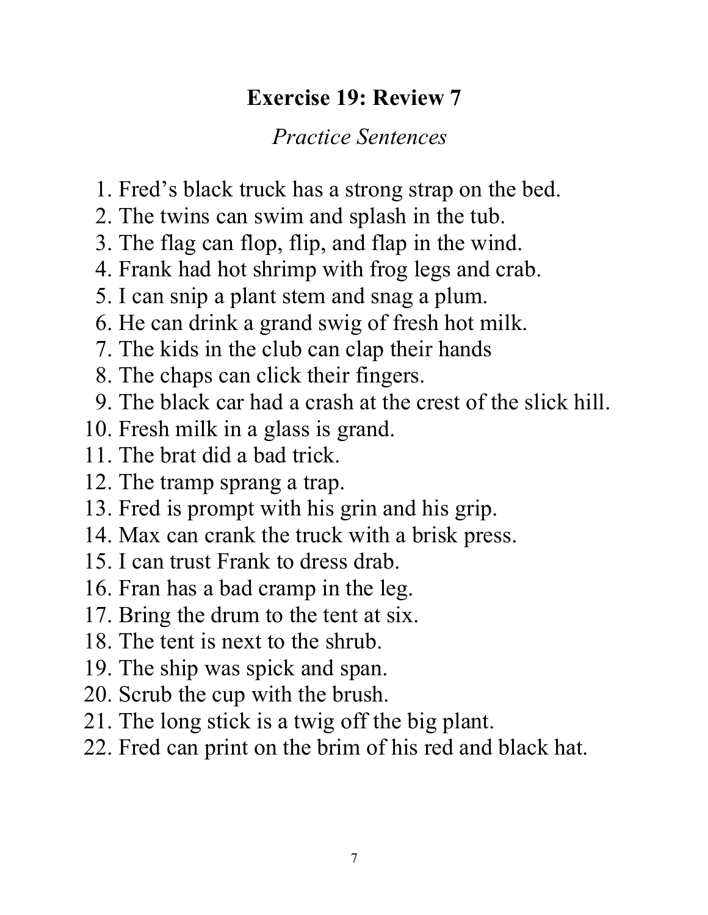## Exercise 19: Review 7

*Practice Sentences*

1. Fred's black truck has a strong strap on the bed.
2. The twins can swim and splash in the tub.
3. The flag can flop, flip, and flap in the wind.
4. Frank had hot shrimp with frog legs and crab.
5. I can snip a plant stem and snag a plum.
6. He can drink a grand swig of fresh hot milk.
7. The kids in the club can clap their hands
8. The chaps can click their fingers.
9. The black car had a crash at the crest of the slick hill.
10. Fresh milk in a glass is grand.
11. The brat did a bad trick.
12. The tramp sprang a trap.
13. Fred is prompt with his grin and his grip.
14. Max can crank the truck with a brisk press.
15. I can trust Frank to dress drab.
16. Fran has a bad cramp in the leg.
17. Bring the drum to the tent at six.
18. The tent is next to the shrub.
19. The ship was spick and span.
20. Scrub the cup with the brush.
21. The long stick is a twig off the big plant.
22. Fred can print on the brim of his red and black hat.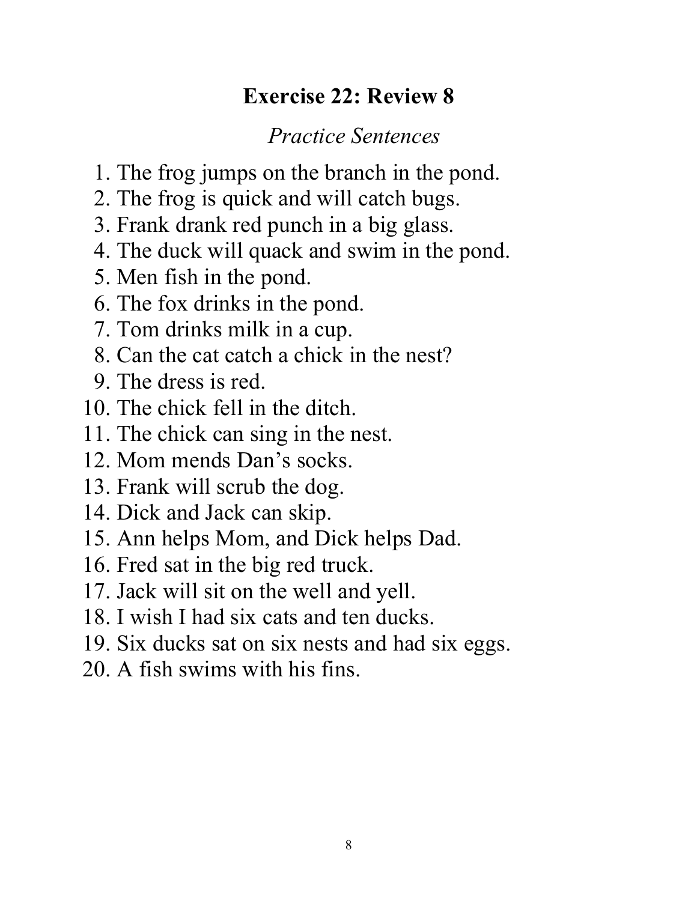## Exercise 22: Review 8

*Practice Sentences*

1. The frog jumps on the branch in the pond.
2. The frog is quick and will catch bugs.
3. Frank drank red punch in a big glass.
4. The duck will quack and swim in the pond.
5. Men fish in the pond.
6. The fox drinks in the pond.
7. Tom drinks milk in a cup.
8. Can the cat catch a chick in the nest?
9. The dress is red.
10. The chick fell in the ditch.
11. The chick can sing in the nest.
12. Mom mends Dan's socks.
13. Frank will scrub the dog.
14. Dick and Jack can skip.
15. Ann helps Mom, and Dick helps Dad.
16. Fred sat in the big red truck.
17. Jack will sit on the well and yell.
18. I wish I had six cats and ten ducks.
19. Six ducks sat on six nests and had six eggs.
20. A fish swims with his fins.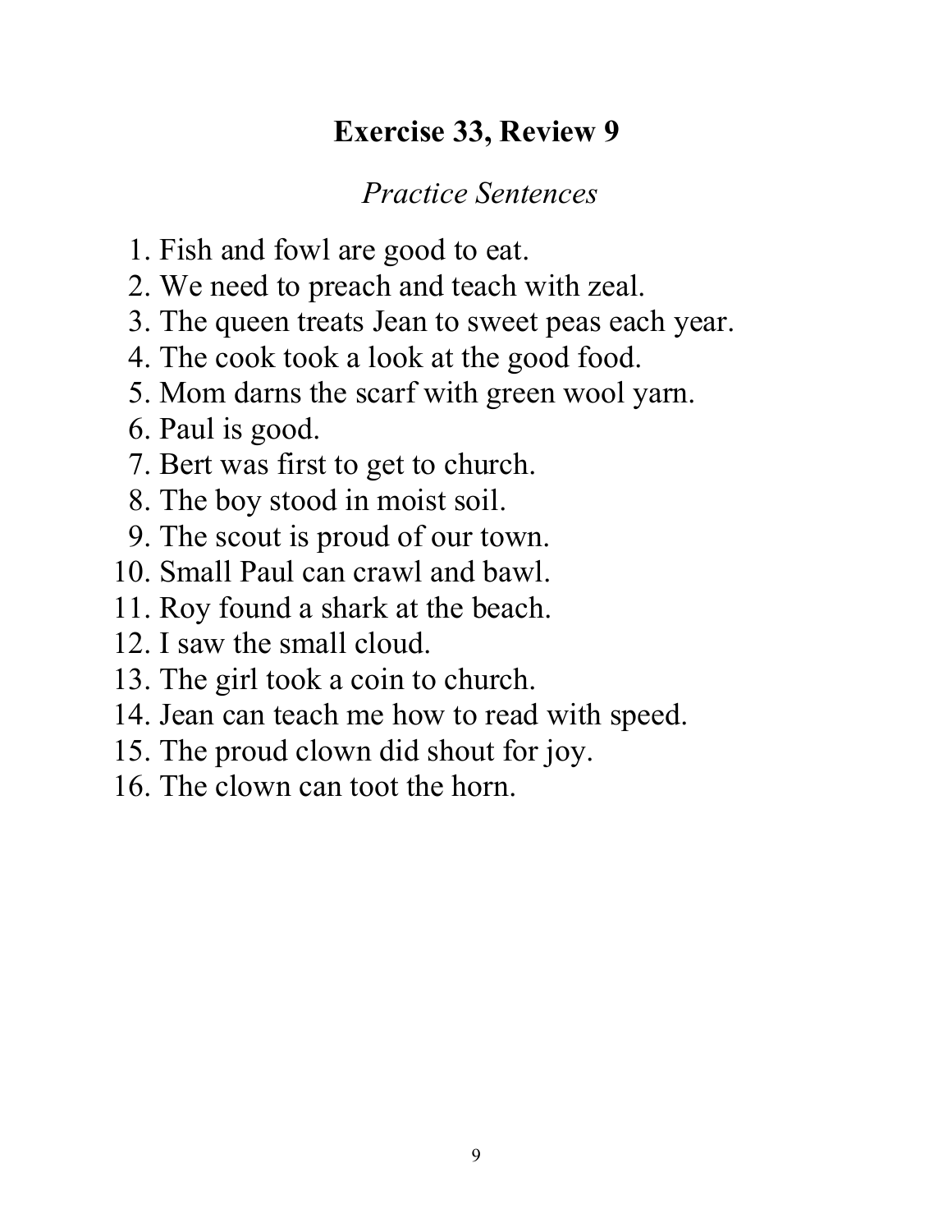## Exercise 33, Review 9

*Practice Sentences*

1. Fish and fowl are good to eat.
2. We need to preach and teach with zeal.
3. The queen treats Jean to sweet peas each year.
4. The cook took a look at the good food.
5. Mom darns the scarf with green wool yarn.
6. Paul is good.
7. Bert was first to get to church.
8. The boy stood in moist soil.
9. The scout is proud of our town.
10. Small Paul can crawl and bawl.
11. Roy found a shark at the beach.
12. I saw the small cloud.
13. The girl took a coin to church.
14. Jean can teach me how to read with speed.
15. The proud clown did shout for joy.
16. The clown can toot the horn.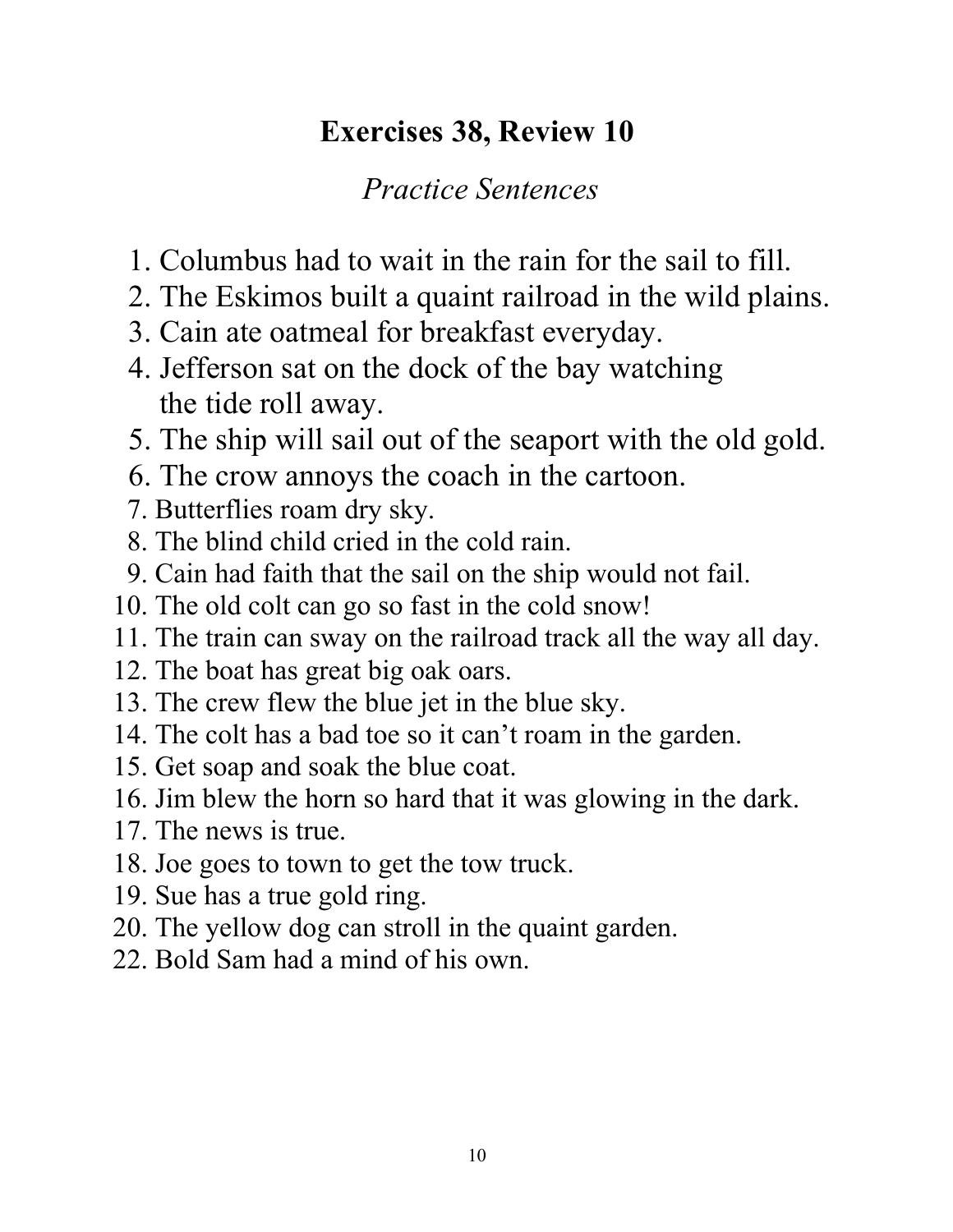# Exercises 38, Review 10

*Practice Sentences*

1. Columbus had to wait in the rain for the sail to fill.
2. The Eskimos built a quaint railroad in the wild plains.
3. Cain ate oatmeal for breakfast everyday.
4. Jefferson sat on the dock of the bay watching the tide roll away.
5. The ship will sail out of the seaport with the old gold.
6. The crow annoys the coach in the cartoon.
7. Butterflies roam dry sky.
8. The blind child cried in the cold rain.
9. Cain had faith that the sail on the ship would not fail.
10. The old colt can go so fast in the cold snow!
11. The train can sway on the railroad track all the way all day.
12. The boat has great big oak oars.
13. The crew flew the blue jet in the blue sky.
14. The colt has a bad toe so it can't roam in the garden.
15. Get soap and soak the blue coat.
16. Jim blew the horn so hard that it was glowing in the dark.
17. The news is true.
18. Joe goes to town to get the tow truck.
19. Sue has a true gold ring.
20. The yellow dog can stroll in the quaint garden.

22. Bold Sam had a mind of his own.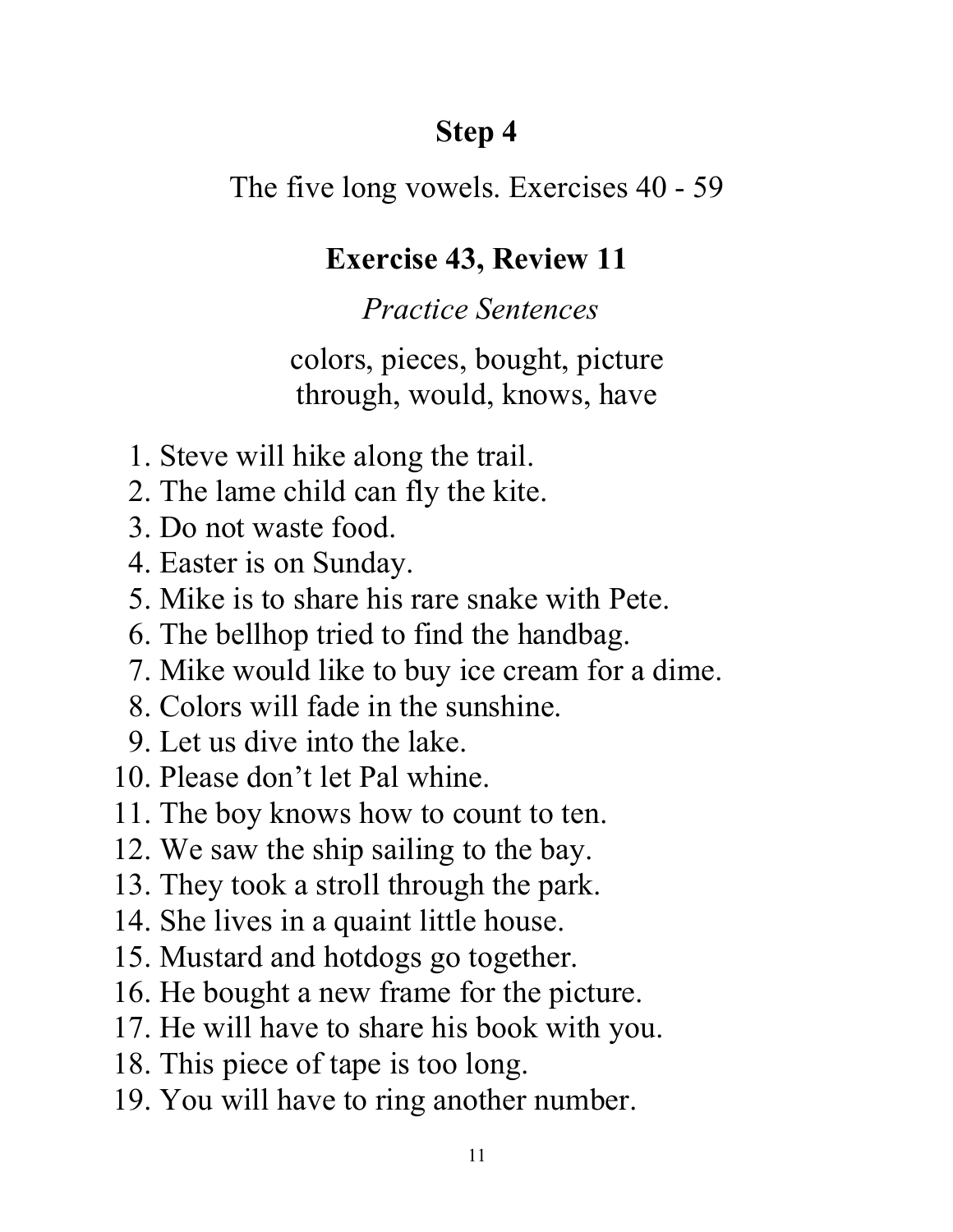# Step 4

The five long vowels. Exercises 40 - 59

## Exercise 43, Review 11

*Practice Sentences*

colors, pieces, bought, picture
through, would, knows, have

1. Steve will hike along the trail.
2. The lame child can fly the kite.
3. Do not waste food.
4. Easter is on Sunday.
5. Mike is to share his rare snake with Pete.
6. The bellhop tried to find the handbag.
7. Mike would like to buy ice cream for a dime.
8. Colors will fade in the sunshine.
9. Let us dive into the lake.
10. Please don't let Pal whine.
11. The boy knows how to count to ten.
12. We saw the ship sailing to the bay.
13. They took a stroll through the park.
14. She lives in a quaint little house.
15. Mustard and hotdogs go together.
16. He bought a new frame for the picture.
17. He will have to share his book with you.
18. This piece of tape is too long.
19. You will have to ring another number.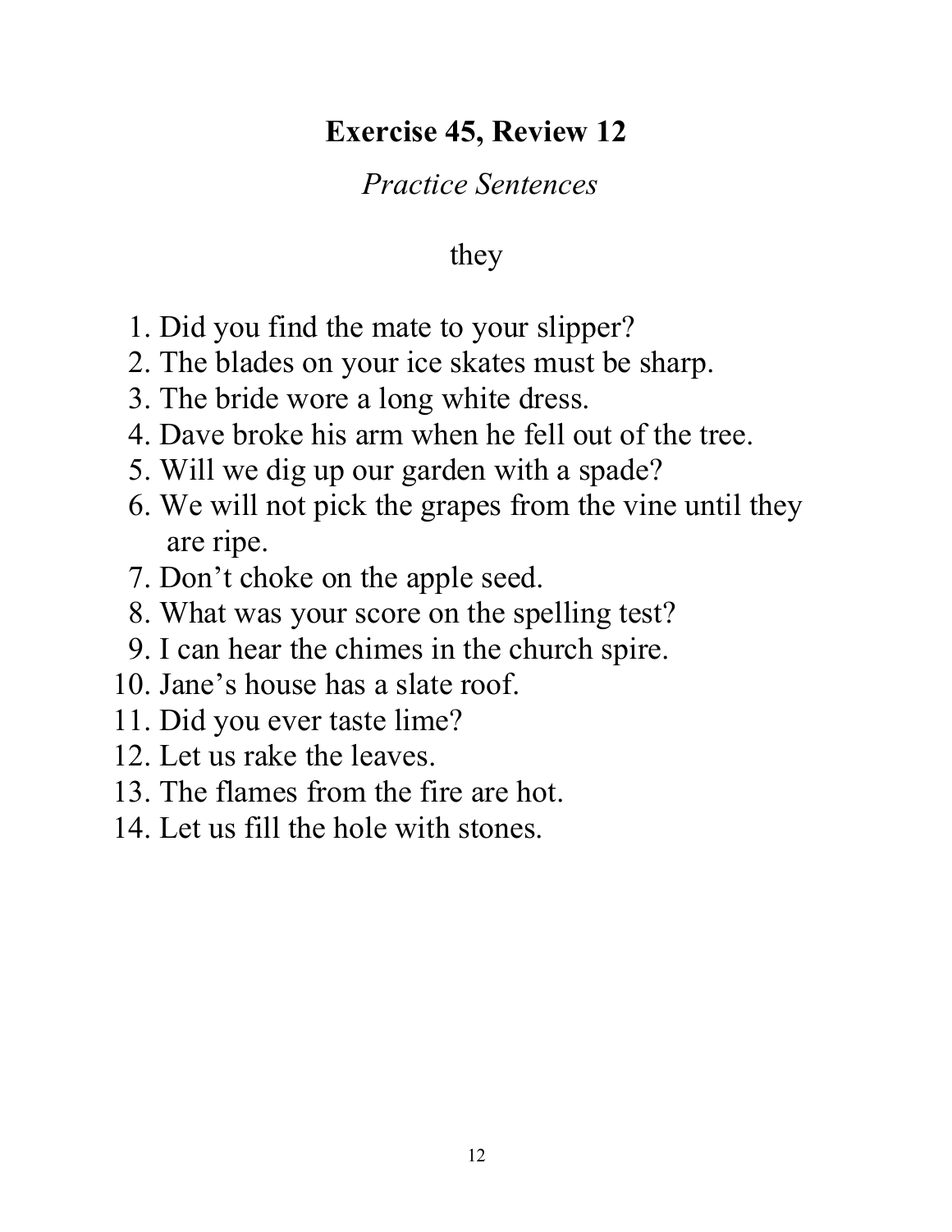# Exercise 45, Review 12

*Practice Sentences*

they

1. Did you find the mate to your slipper?
2. The blades on your ice skates must be sharp.
3. The bride wore a long white dress.
4. Dave broke his arm when he fell out of the tree.
5. Will we dig up our garden with a spade?
6. We will not pick the grapes from the vine until they are ripe.
7. Don't choke on the apple seed.
8. What was your score on the spelling test?
9. I can hear the chimes in the church spire.
10. Jane's house has a slate roof.
11. Did you ever taste lime?
12. Let us rake the leaves.
13. The flames from the fire are hot.
14. Let us fill the hole with stones.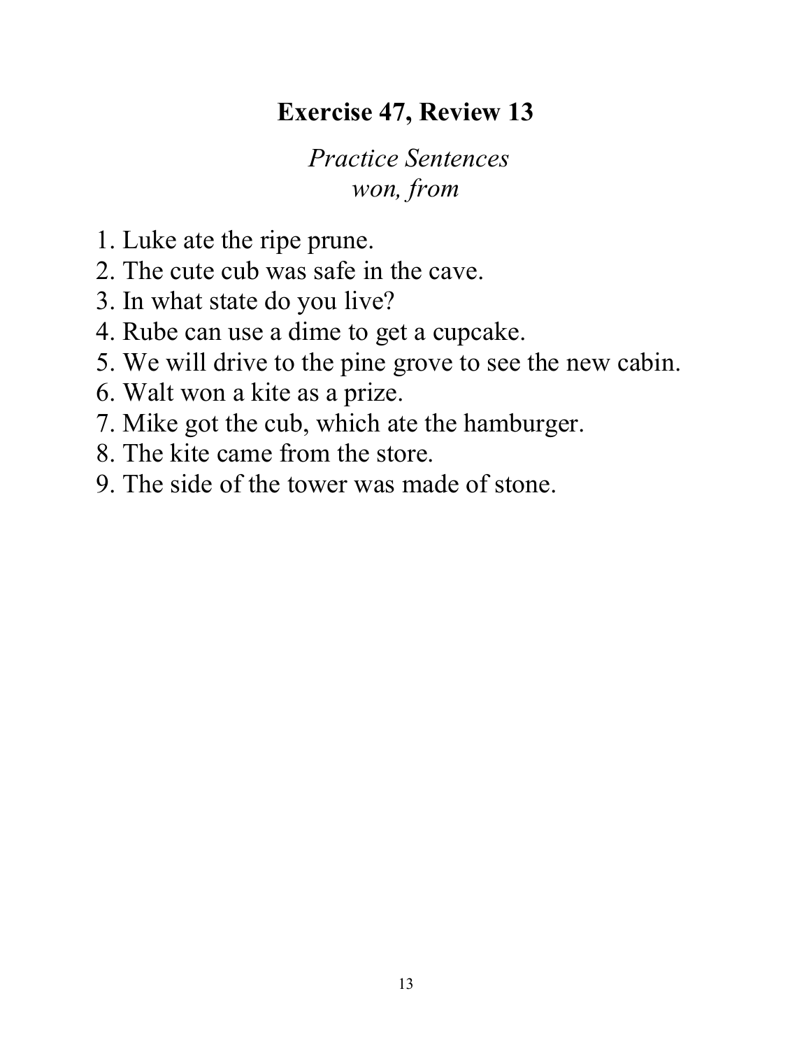# Exercise 47, Review 13

*Practice Sentences*
*won, from*

1. Luke ate the ripe prune.
2. The cute cub was safe in the cave.
3. In what state do you live?
4. Rube can use a dime to get a cupcake.
5. We will drive to the pine grove to see the new cabin.
6. Walt won a kite as a prize.
7. Mike got the cub, which ate the hamburger.
8. The kite came from the store.
9. The side of the tower was made of stone.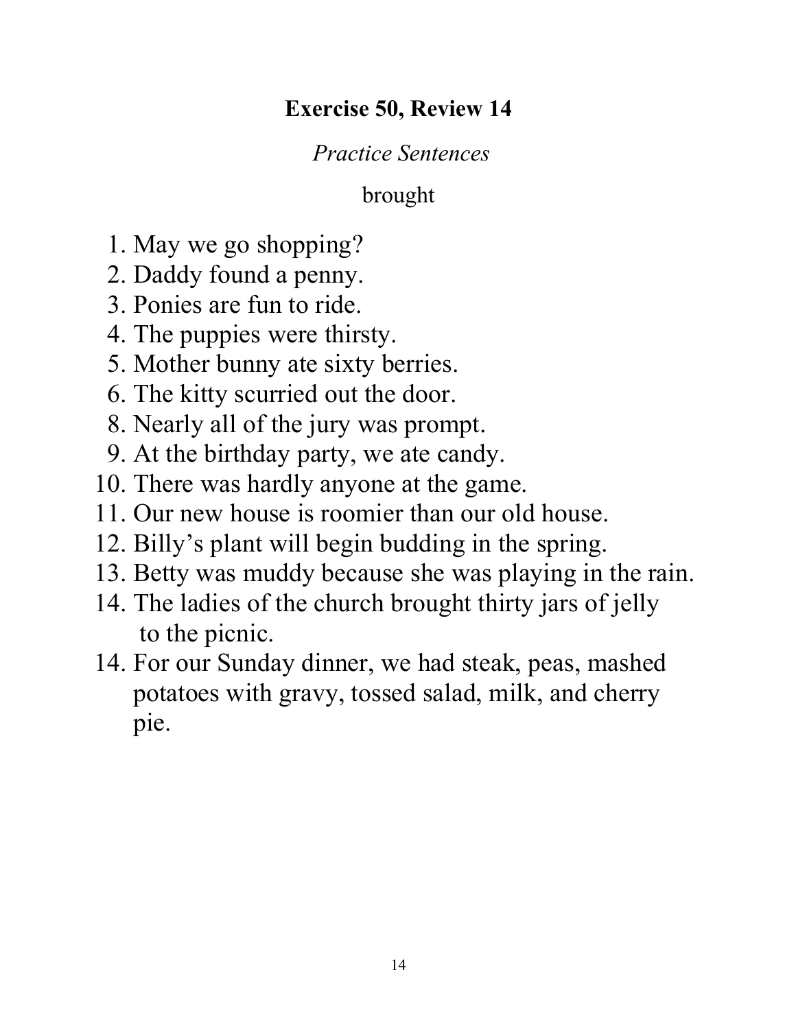**Exercise 50, Review 14**

*Practice Sentences*

brought

1. May we go shopping?
2. Daddy found a penny.
3. Ponies are fun to ride.
4. The puppies were thirsty.
5. Mother bunny ate sixty berries.
6. The kitty scurried out the door.
8. Nearly all of the jury was prompt.
9. At the birthday party, we ate candy.
10. There was hardly anyone at the game.
11. Our new house is roomier than our old house.
12. Billy's plant will begin budding in the spring.
13. Betty was muddy because she was playing in the rain.
14. The ladies of the church brought thirty jars of jelly to the picnic.
14. For our Sunday dinner, we had steak, peas, mashed potatoes with gravy, tossed salad, milk, and cherry pie.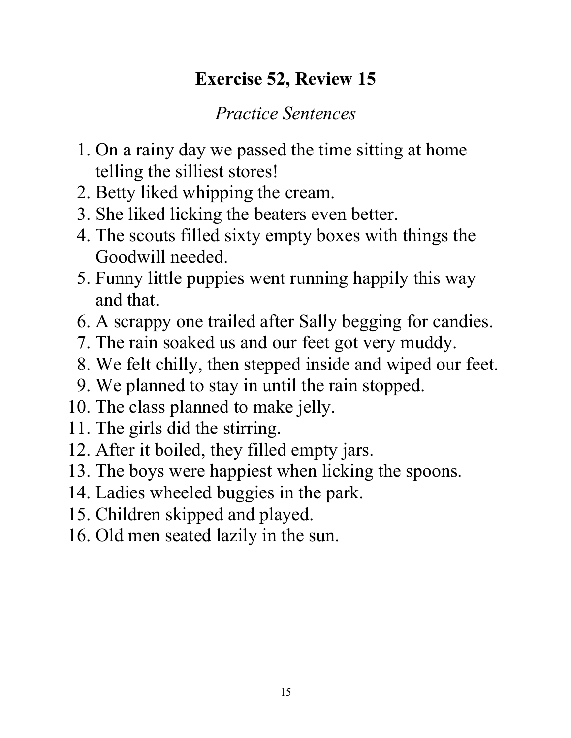# Exercise 52, Review 15

*Practice Sentences*

1. On a rainy day we passed the time sitting at home telling the silliest stores!
2. Betty liked whipping the cream.
3. She liked licking the beaters even better.
4. The scouts filled sixty empty boxes with things the Goodwill needed.
5. Funny little puppies went running happily this way and that.
6. A scrappy one trailed after Sally begging for candies.
7. The rain soaked us and our feet got very muddy.
8. We felt chilly, then stepped inside and wiped our feet.
9. We planned to stay in until the rain stopped.
10. The class planned to make jelly.
11. The girls did the stirring.
12. After it boiled, they filled empty jars.
13. The boys were happiest when licking the spoons.
14. Ladies wheeled buggies in the park.
15. Children skipped and played.
16. Old men seated lazily in the sun.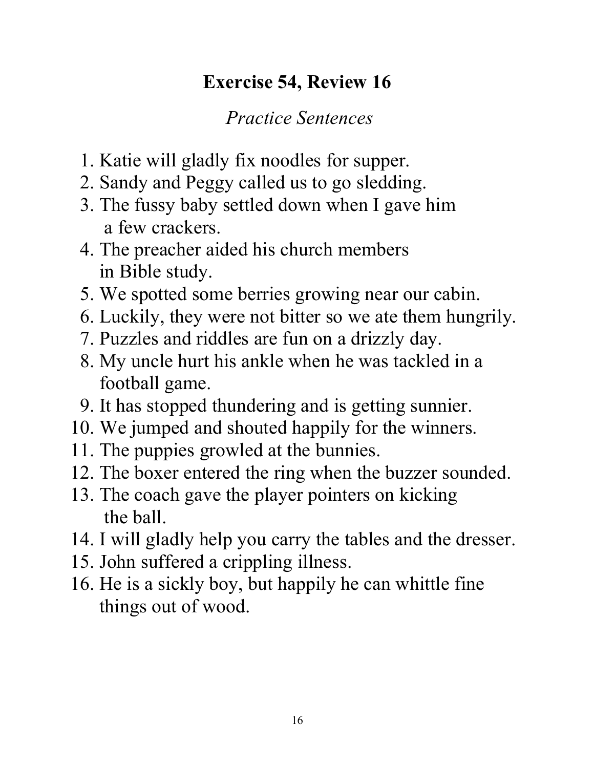# Exercise 54, Review 16

*Practice Sentences*

1. Katie will gladly fix noodles for supper.
2. Sandy and Peggy called us to go sledding.
3. The fussy baby settled down when I gave him a few crackers.
4. The preacher aided his church members in Bible study.
5. We spotted some berries growing near our cabin.
6. Luckily, they were not bitter so we ate them hungrily.
7. Puzzles and riddles are fun on a drizzly day.
8. My uncle hurt his ankle when he was tackled in a football game.
9. It has stopped thundering and is getting sunnier.
10. We jumped and shouted happily for the winners.
11. The puppies growled at the bunnies.
12. The boxer entered the ring when the buzzer sounded.
13. The coach gave the player pointers on kicking the ball.
14. I will gladly help you carry the tables and the dresser.
15. John suffered a crippling illness.
16. He is a sickly boy, but happily he can whittle fine things out of wood.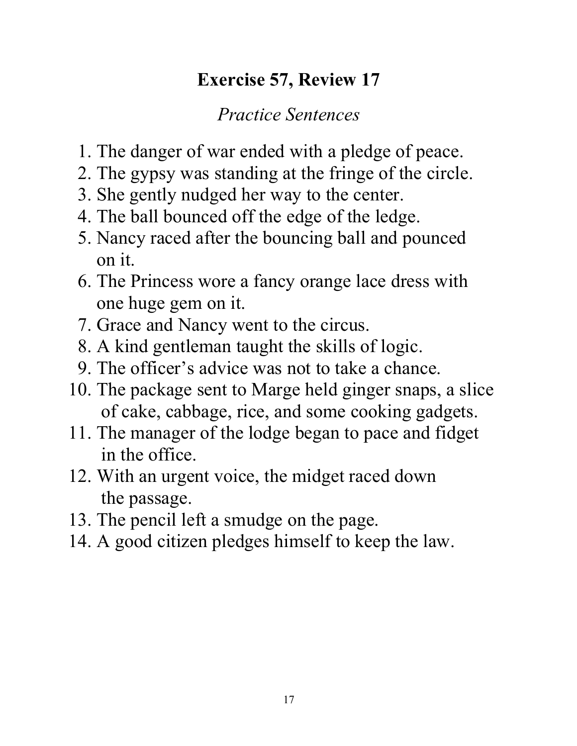# Exercise 57, Review 17

*Practice Sentences*

1. The danger of war ended with a pledge of peace.
2. The gypsy was standing at the fringe of the circle.
3. She gently nudged her way to the center.
4. The ball bounced off the edge of the ledge.
5. Nancy raced after the bouncing ball and pounced on it.
6. The Princess wore a fancy orange lace dress with one huge gem on it.
7. Grace and Nancy went to the circus.
8. A kind gentleman taught the skills of logic.
9. The officer's advice was not to take a chance.
10. The package sent to Marge held ginger snaps, a slice of cake, cabbage, rice, and some cooking gadgets.
11. The manager of the lodge began to pace and fidget in the office.
12. With an urgent voice, the midget raced down the passage.
13. The pencil left a smudge on the page.
14. A good citizen pledges himself to keep the law.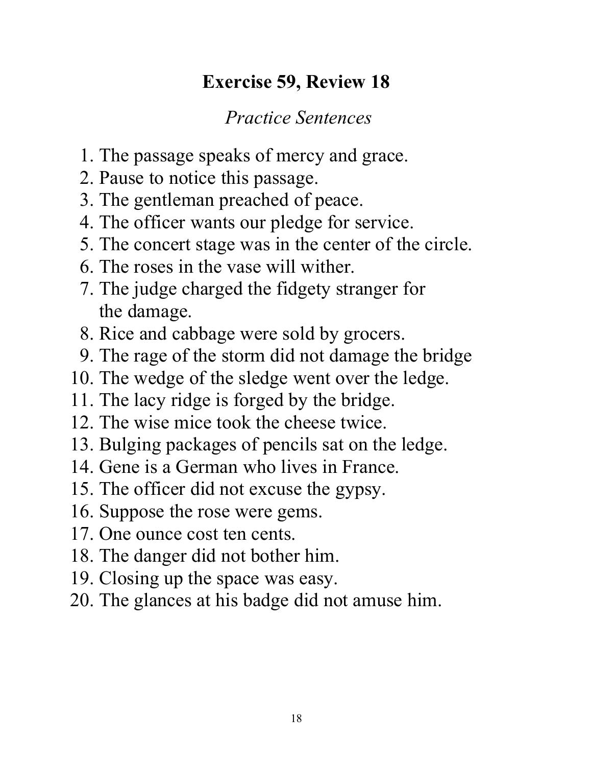## Exercise 59, Review 18

*Practice Sentences*

1. The passage speaks of mercy and grace.
2. Pause to notice this passage.
3. The gentleman preached of peace.
4. The officer wants our pledge for service.
5. The concert stage was in the center of the circle.
6. The roses in the vase will wither.
7. The judge charged the fidgety stranger for the damage.
8. Rice and cabbage were sold by grocers.
9. The rage of the storm did not damage the bridge
10. The wedge of the sledge went over the ledge.
11. The lacy ridge is forged by the bridge.
12. The wise mice took the cheese twice.
13. Bulging packages of pencils sat on the ledge.
14. Gene is a German who lives in France.
15. The officer did not excuse the gypsy.
16. Suppose the rose were gems.
17. One ounce cost ten cents.
18. The danger did not bother him.
19. Closing up the space was easy.
20. The glances at his badge did not amuse him.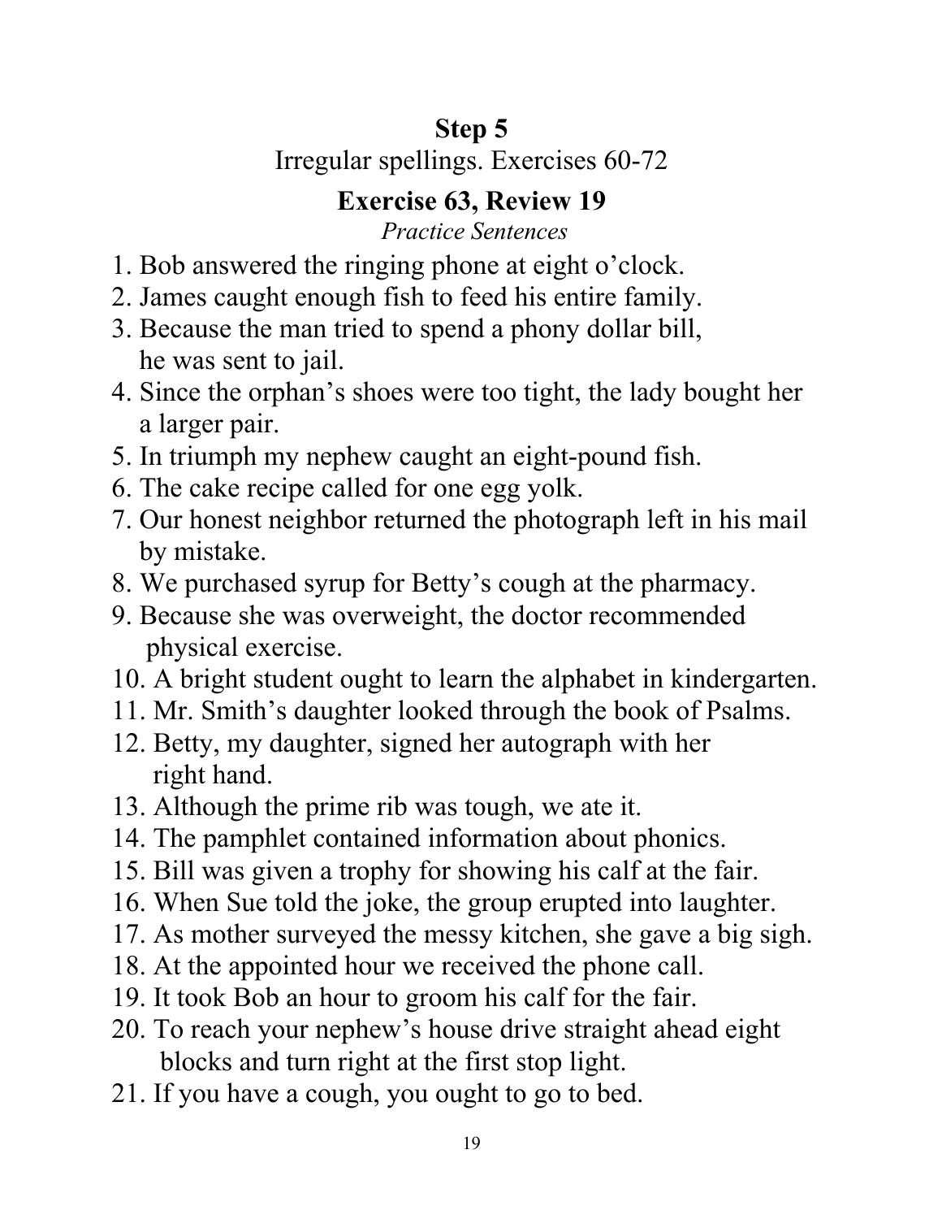# Step 5

Irregular spellings. Exercises 60-72

## Exercise 63, Review 19

*Practice Sentences*

1. Bob answered the ringing phone at eight o'clock.
2. James caught enough fish to feed his entire family.
3. Because the man tried to spend a phony dollar bill, he was sent to jail.
4. Since the orphan's shoes were too tight, the lady bought her a larger pair.
5. In triumph my nephew caught an eight-pound fish.
6. The cake recipe called for one egg yolk.
7. Our honest neighbor returned the photograph left in his mail by mistake.
8. We purchased syrup for Betty's cough at the pharmacy.
9. Because she was overweight, the doctor recommended physical exercise.
10. A bright student ought to learn the alphabet in kindergarten.
11. Mr. Smith's daughter looked through the book of Psalms.
12. Betty, my daughter, signed her autograph with her right hand.
13. Although the prime rib was tough, we ate it.
14. The pamphlet contained information about phonics.
15. Bill was given a trophy for showing his calf at the fair.
16. When Sue told the joke, the group erupted into laughter.
17. As mother surveyed the messy kitchen, she gave a big sigh.
18. At the appointed hour we received the phone call.
19. It took Bob an hour to groom his calf for the fair.
20. To reach your nephew's house drive straight ahead eight blocks and turn right at the first stop light.
21. If you have a cough, you ought to go to bed.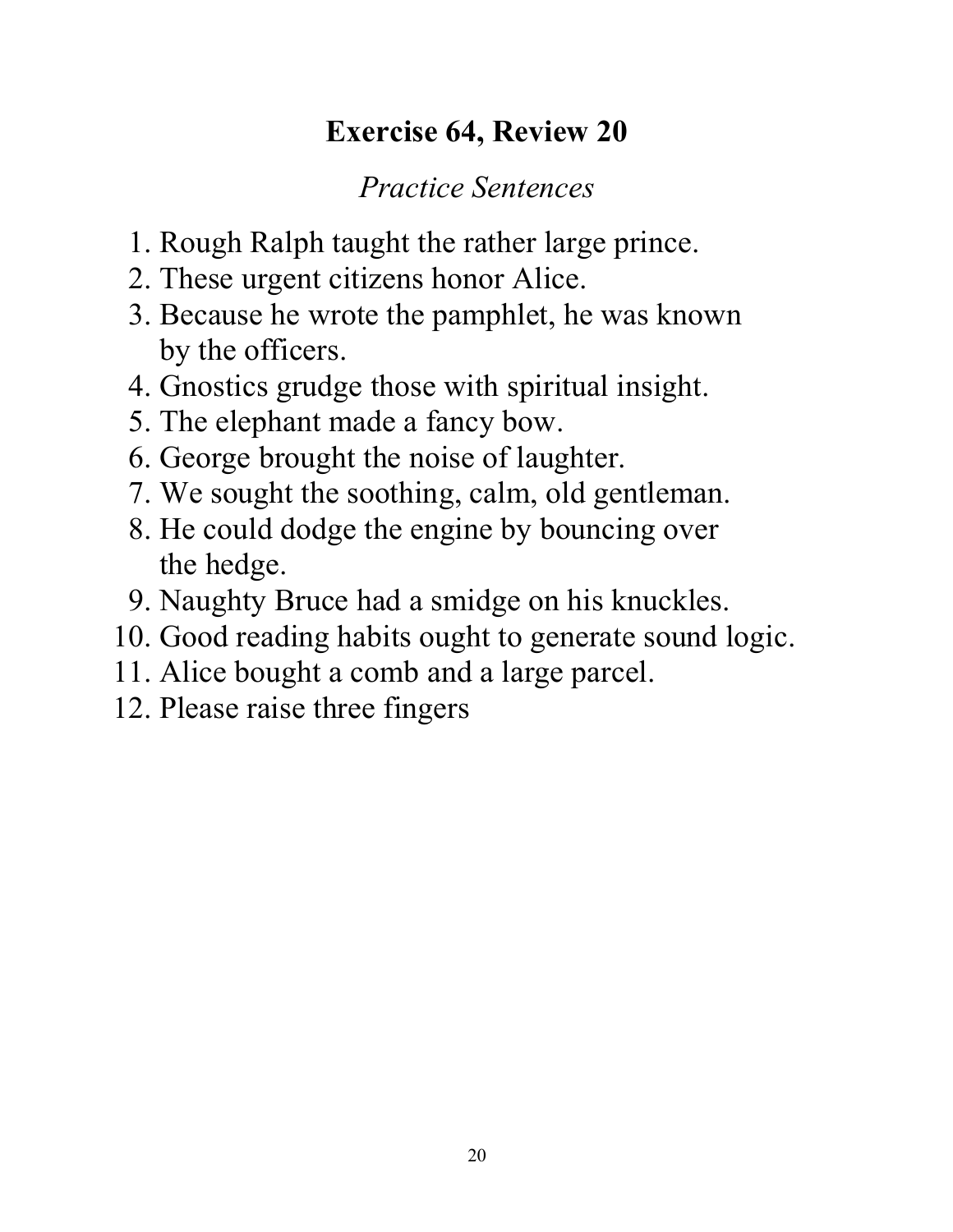# Exercise 64, Review 20

*Practice Sentences*

1. Rough Ralph taught the rather large prince.
2. These urgent citizens honor Alice.
3. Because he wrote the pamphlet, he was known by the officers.
4. Gnostics grudge those with spiritual insight.
5. The elephant made a fancy bow.
6. George brought the noise of laughter.
7. We sought the soothing, calm, old gentleman.
8. He could dodge the engine by bouncing over the hedge.
9. Naughty Bruce had a smidge on his knuckles.
10. Good reading habits ought to generate sound logic.
11. Alice bought a comb and a large parcel.
12. Please raise three fingers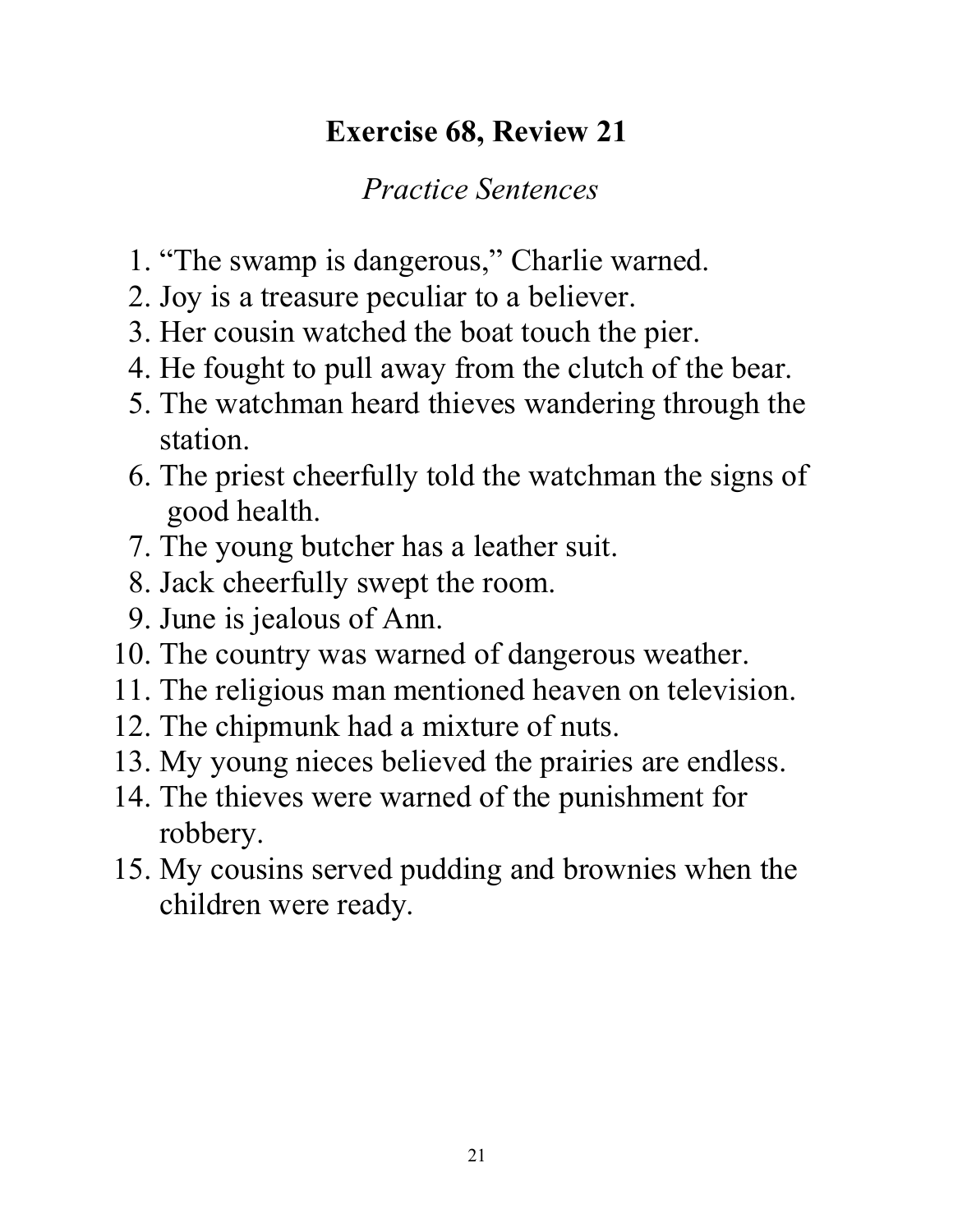## Exercise 68, Review 21

*Practice Sentences*

1. "The swamp is dangerous," Charlie warned.
2. Joy is a treasure peculiar to a believer.
3. Her cousin watched the boat touch the pier.
4. He fought to pull away from the clutch of the bear.
5. The watchman heard thieves wandering through the station.
6. The priest cheerfully told the watchman the signs of good health.
7. The young butcher has a leather suit.
8. Jack cheerfully swept the room.
9. June is jealous of Ann.
10. The country was warned of dangerous weather.
11. The religious man mentioned heaven on television.
12. The chipmunk had a mixture of nuts.
13. My young nieces believed the prairies are endless.
14. The thieves were warned of the punishment for robbery.
15. My cousins served pudding and brownies when the children were ready.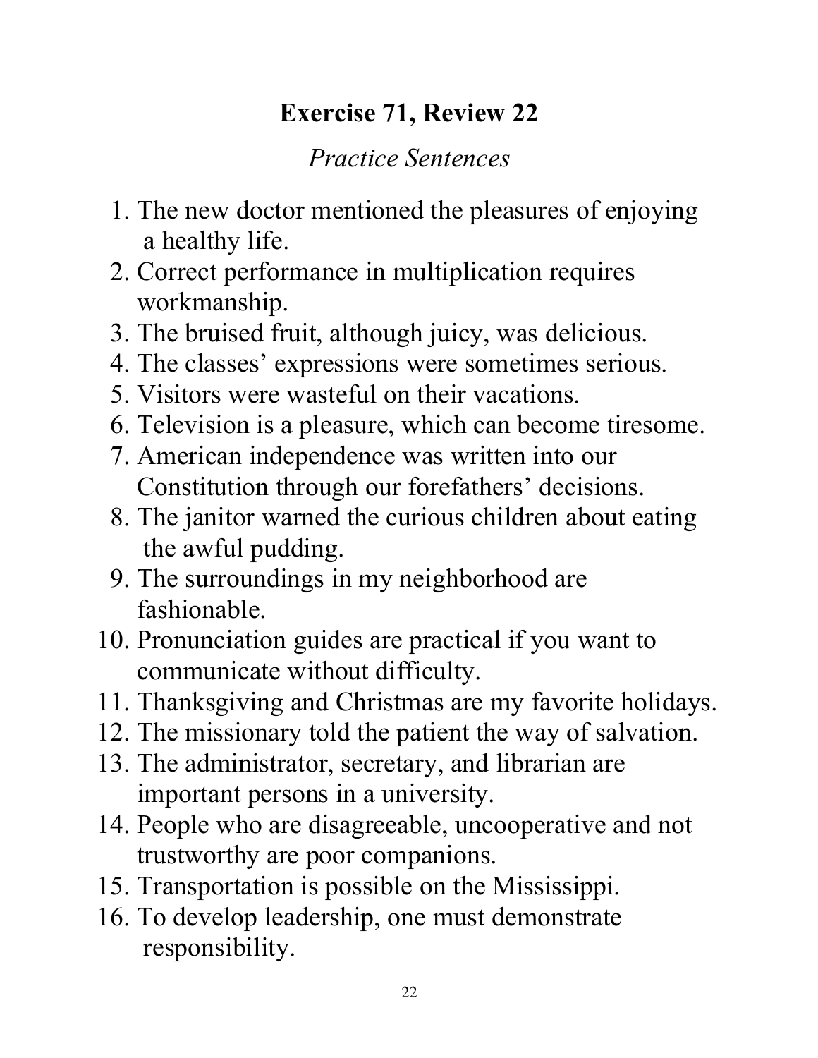## Exercise 71, Review 22

*Practice Sentences*

1. The new doctor mentioned the pleasures of enjoying a healthy life.
2. Correct performance in multiplication requires workmanship.
3. The bruised fruit, although juicy, was delicious.
4. The classes' expressions were sometimes serious.
5. Visitors were wasteful on their vacations.
6. Television is a pleasure, which can become tiresome.
7. American independence was written into our Constitution through our forefathers' decisions.
8. The janitor warned the curious children about eating the awful pudding.
9. The surroundings in my neighborhood are fashionable.
10. Pronunciation guides are practical if you want to communicate without difficulty.
11. Thanksgiving and Christmas are my favorite holidays.
12. The missionary told the patient the way of salvation.
13. The administrator, secretary, and librarian are important persons in a university.
14. People who are disagreeable, uncooperative and not trustworthy are poor companions.
15. Transportation is possible on the Mississippi.
16. To develop leadership, one must demonstrate responsibility.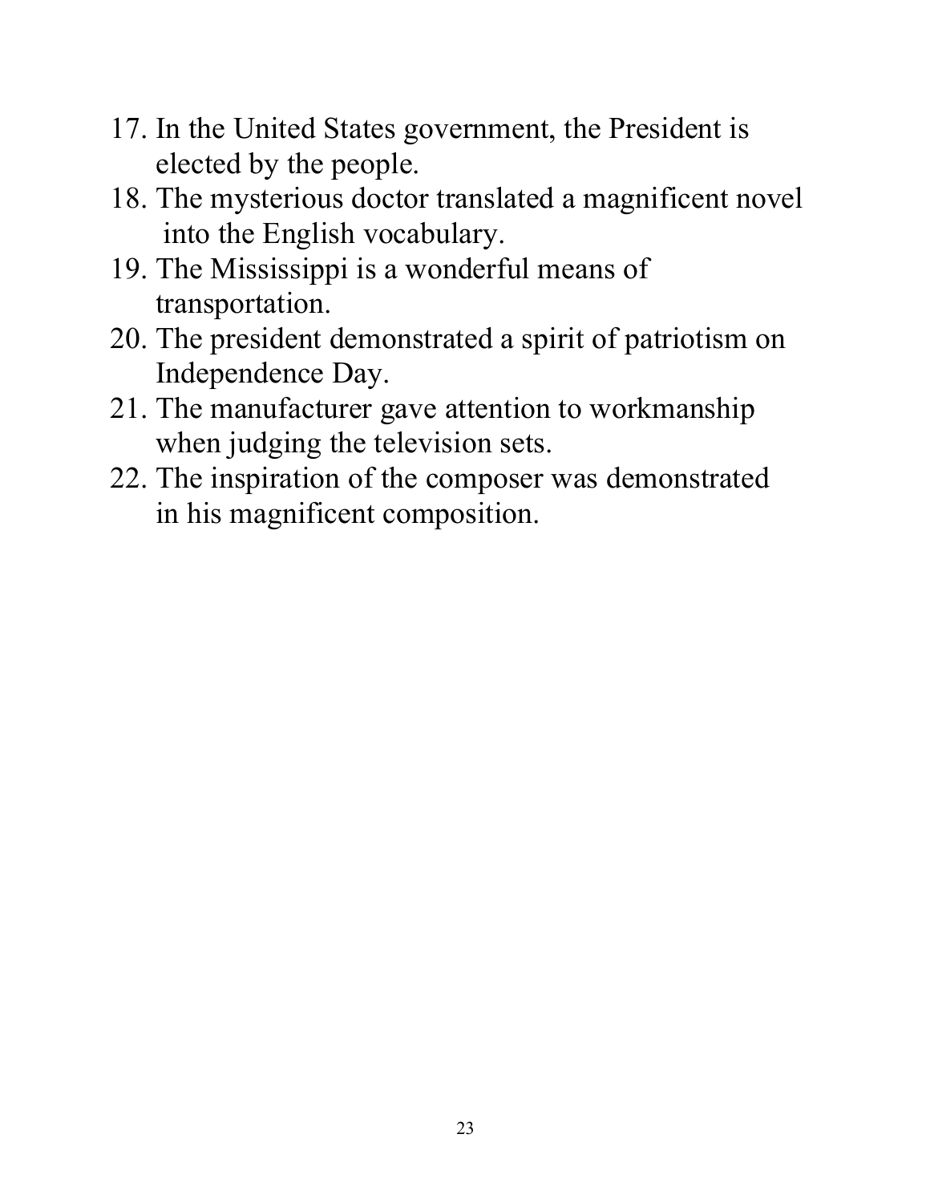17. In the United States government, the President is elected by the people.
18. The mysterious doctor translated a magnificent novel into the English vocabulary.
19. The Mississippi is a wonderful means of transportation.
20. The president demonstrated a spirit of patriotism on Independence Day.
21. The manufacturer gave attention to workmanship when judging the television sets.
22. The inspiration of the composer was demonstrated in his magnificent composition.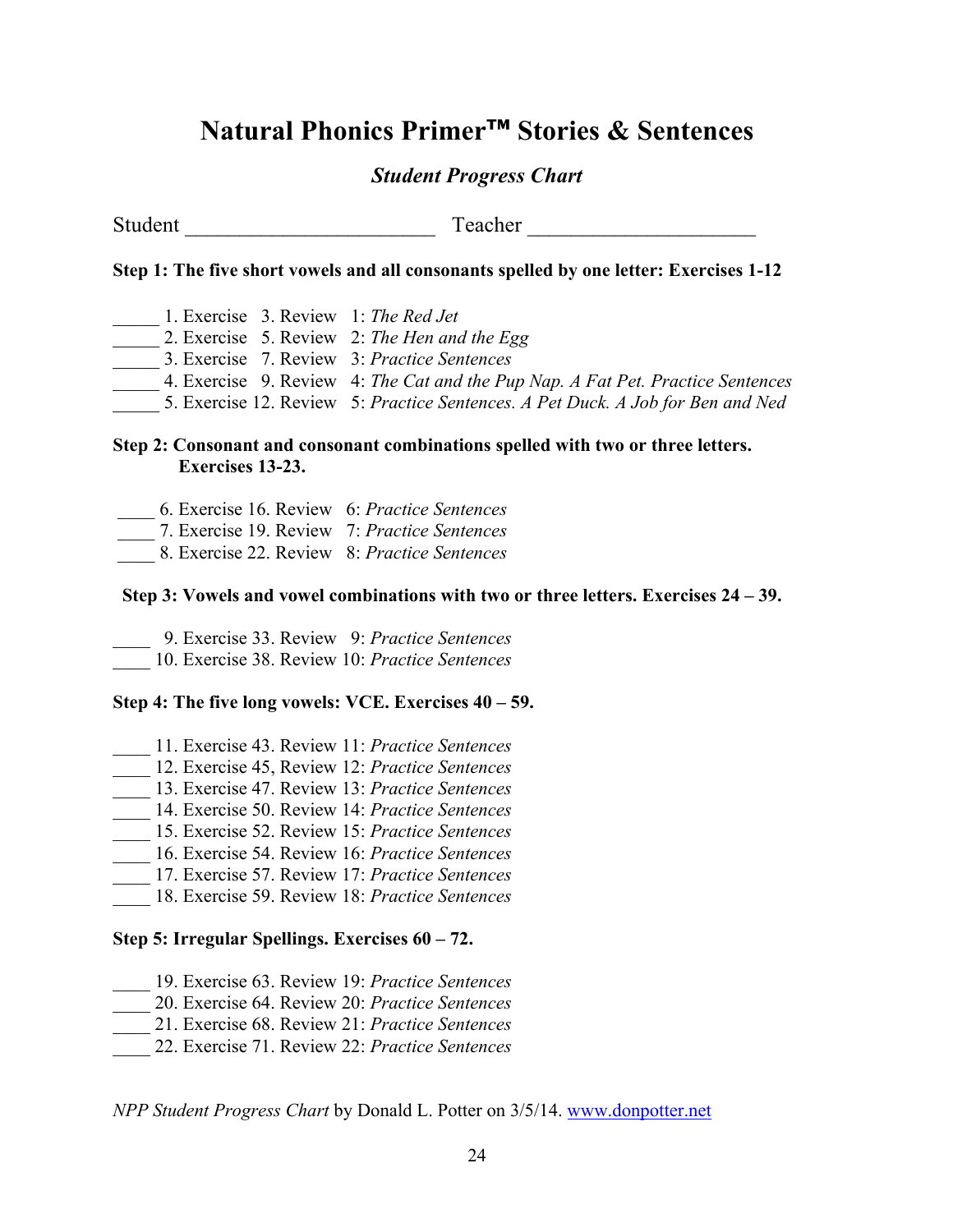# Natural Phonics Primer™ Stories & Sentences

## *Student Progress Chart*

Student ______________________ Teacher ____________________

**Step 1: The five short vowels and all consonants spelled by one letter: Exercises 1-12**

_____ 1. Exercise 3. Review 1: *The Red Jet*
_____ 2. Exercise 5. Review 2: *The Hen and the Egg*
_____ 3. Exercise 7. Review 3: *Practice Sentences*
_____ 4. Exercise 9. Review 4: *The Cat and the Pup Nap. A Fat Pet. Practice Sentences*
_____ 5. Exercise 12. Review 5: *Practice Sentences. A Pet Duck. A Job for Ben and Ned*

**Step 2: Consonant and consonant combinations spelled with two or three letters. Exercises 13-23.**

____ 6. Exercise 16. Review 6: *Practice Sentences*
____ 7. Exercise 19. Review 7: *Practice Sentences*
____ 8. Exercise 22. Review 8: *Practice Sentences*

**Step 3: Vowels and vowel combinations with two or three letters. Exercises 24 – 39.**

____ 9. Exercise 33. Review 9: *Practice Sentences*
____ 10. Exercise 38. Review 10: *Practice Sentences*

**Step 4: The five long vowels: VCE. Exercises 40 – 59.**

____ 11. Exercise 43. Review 11: *Practice Sentences*
____ 12. Exercise 45, Review 12: *Practice Sentences*
____ 13. Exercise 47. Review 13: *Practice Sentences*
____ 14. Exercise 50. Review 14: *Practice Sentences*
____ 15. Exercise 52. Review 15: *Practice Sentences*
____ 16. Exercise 54. Review 16: *Practice Sentences*
____ 17. Exercise 57. Review 17: *Practice Sentences*
____ 18. Exercise 59. Review 18: *Practice Sentences*

**Step 5: Irregular Spellings. Exercises 60 – 72.**

____ 19. Exercise 63. Review 19: *Practice Sentences*
____ 20. Exercise 64. Review 20: *Practice Sentences*
____ 21. Exercise 68. Review 21: *Practice Sentences*
____ 22. Exercise 71. Review 22: *Practice Sentences*

*NPP Student Progress Chart* by Donald L. Potter on 3/5/14. www.donpotter.net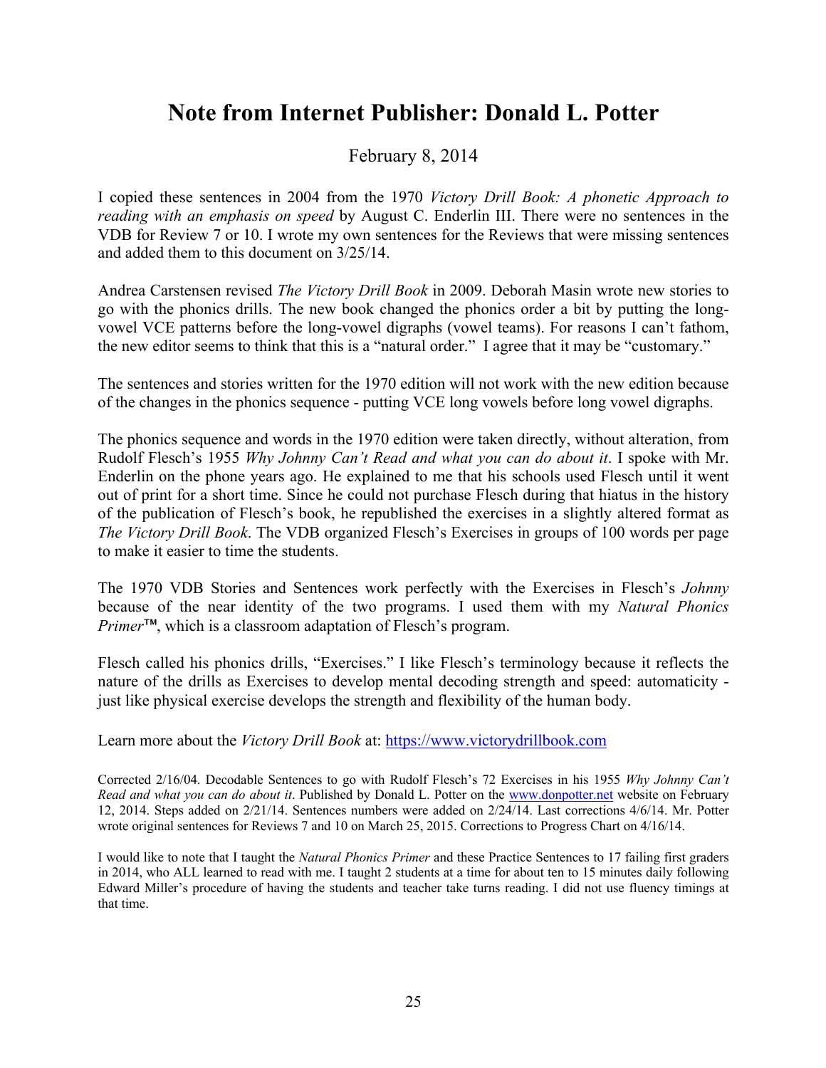# Note from Internet Publisher: Donald L. Potter

February 8, 2014

I copied these sentences in 2004 from the 1970 *Victory Drill Book: A phonetic Approach to reading with an emphasis on speed* by August C. Enderlin III. There were no sentences in the VDB for Review 7 or 10. I wrote my own sentences for the Reviews that were missing sentences and added them to this document on 3/25/14.

Andrea Carstensen revised *The Victory Drill Book* in 2009. Deborah Masin wrote new stories to go with the phonics drills. The new book changed the phonics order a bit by putting the long-vowel VCE patterns before the long-vowel digraphs (vowel teams). For reasons I can't fathom, the new editor seems to think that this is a "natural order." I agree that it may be "customary."

The sentences and stories written for the 1970 edition will not work with the new edition because of the changes in the phonics sequence - putting VCE long vowels before long vowel digraphs.

The phonics sequence and words in the 1970 edition were taken directly, without alteration, from Rudolf Flesch's 1955 *Why Johnny Can't Read and what you can do about it*. I spoke with Mr. Enderlin on the phone years ago. He explained to me that his schools used Flesch until it went out of print for a short time. Since he could not purchase Flesch during that hiatus in the history of the publication of Flesch's book, he republished the exercises in a slightly altered format as *The Victory Drill Book*. The VDB organized Flesch's Exercises in groups of 100 words per page to make it easier to time the students.

The 1970 VDB Stories and Sentences work perfectly with the Exercises in Flesch's *Johnny* because of the near identity of the two programs. I used them with my *Natural Phonics Primer*™, which is a classroom adaptation of Flesch's program.

Flesch called his phonics drills, "Exercises." I like Flesch's terminology because it reflects the nature of the drills as Exercises to develop mental decoding strength and speed: automaticity - just like physical exercise develops the strength and flexibility of the human body.

Learn more about the *Victory Drill Book* at: https://www.victorydrillbook.com

Corrected 2/16/04. Decodable Sentences to go with Rudolf Flesch's 72 Exercises in his 1955 *Why Johnny Can't Read and what you can do about it*. Published by Donald L. Potter on the www.donpotter.net website on February 12, 2014. Steps added on 2/21/14. Sentences numbers were added on 2/24/14. Last corrections 4/6/14. Mr. Potter wrote original sentences for Reviews 7 and 10 on March 25, 2015. Corrections to Progress Chart on 4/16/14.

I would like to note that I taught the *Natural Phonics Primer* and these Practice Sentences to 17 failing first graders in 2014, who ALL learned to read with me. I taught 2 students at a time for about ten to 15 minutes daily following Edward Miller's procedure of having the students and teacher take turns reading. I did not use fluency timings at that time.